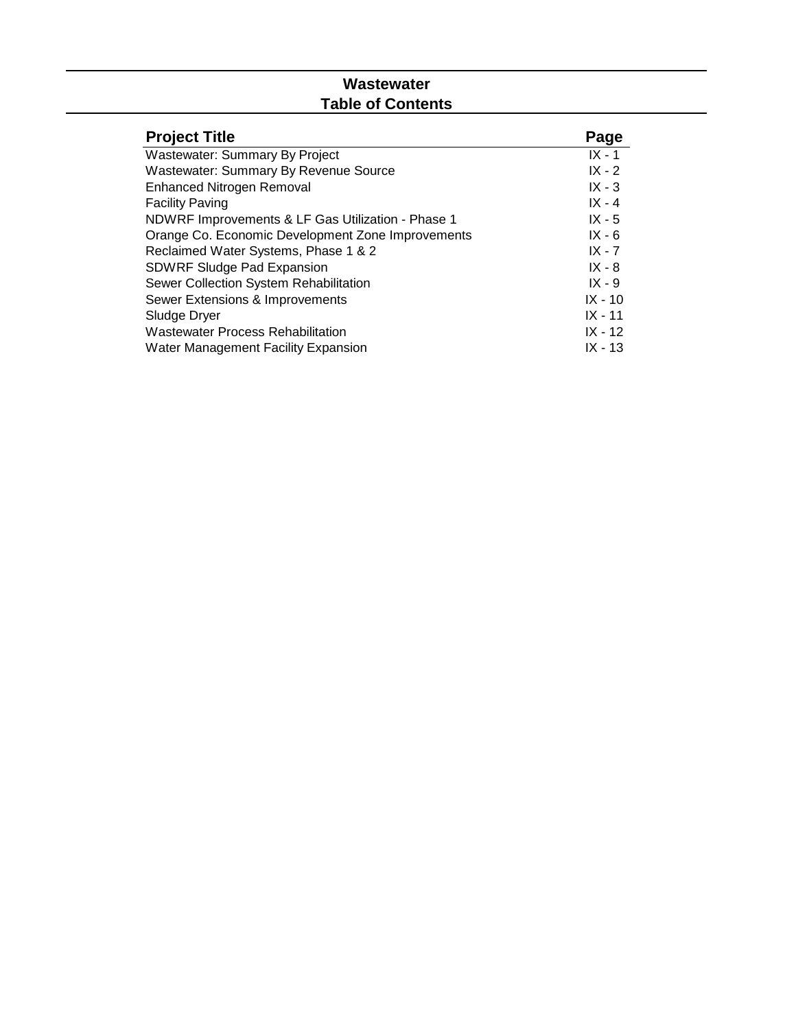# Wastewater
## Table of Contents

| Project Title | Page |
|---|---|
| Wastewater: Summary By Project | IX - 1 |
| Wastewater: Summary By Revenue Source | IX - 2 |
| Enhanced Nitrogen Removal | IX - 3 |
| Facility Paving | IX - 4 |
| NDWRF Improvements & LF Gas Utilization - Phase 1 | IX - 5 |
| Orange Co. Economic Development Zone Improvements | IX - 6 |
| Reclaimed Water Systems, Phase 1 & 2 | IX - 7 |
| SDWRF Sludge Pad Expansion | IX - 8 |
| Sewer Collection System Rehabilitation | IX - 9 |
| Sewer Extensions & Improvements | IX - 10 |
| Sludge Dryer | IX - 11 |
| Wastewater Process Rehabilitation | IX - 12 |
| Water Management Facility Expansion | IX - 13 |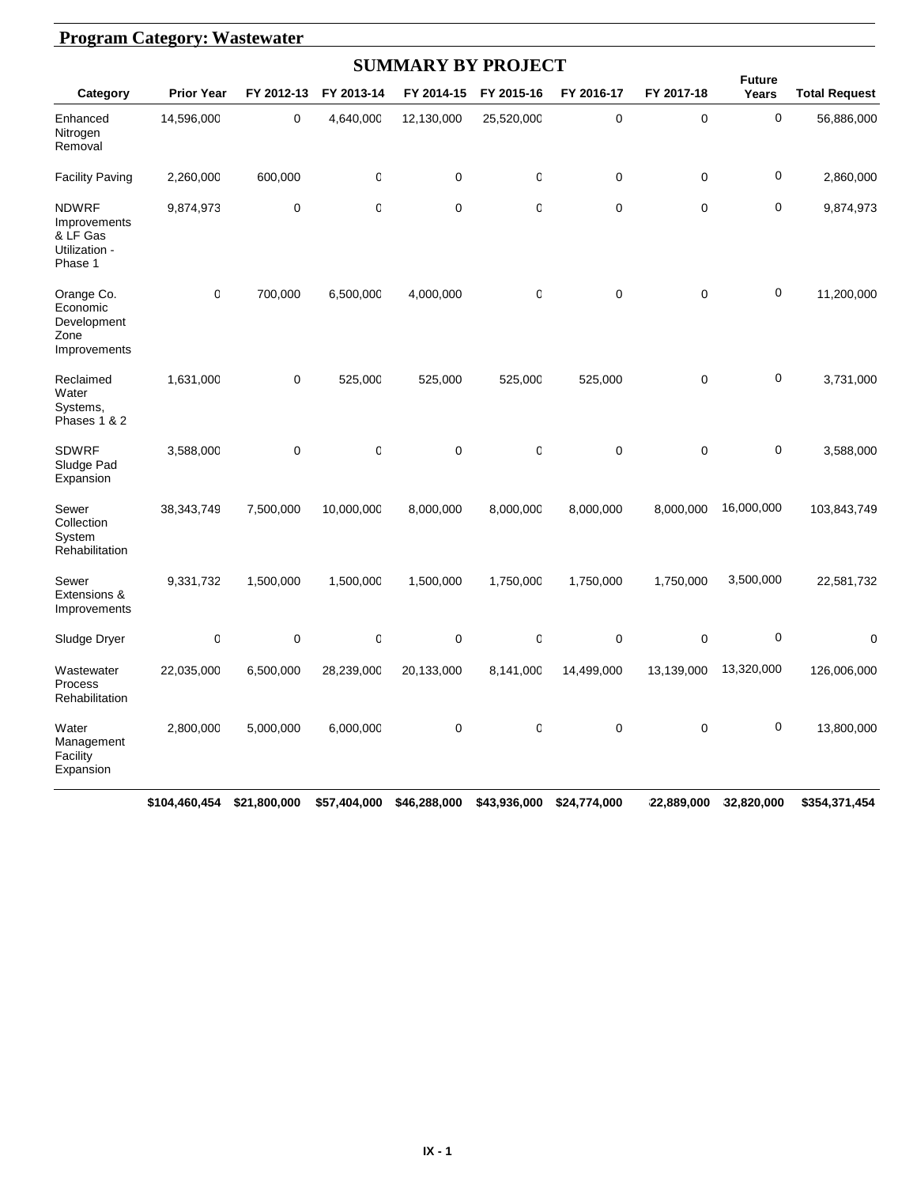## Program Category: Wastewater

### SUMMARY BY PROJECT

| Category | Prior Year | FY 2012-13 | FY 2013-14 | FY 2014-15 | FY 2015-16 | FY 2016-17 | FY 2017-18 | Future Years | Total Request |
|---|---|---|---|---|---|---|---|---|---|
| Enhanced Nitrogen Removal | 14,596,000 | 0 | 4,640,000 | 12,130,000 | 25,520,000 | 0 | 0 | 0 | 56,886,000 |
| Facility Paving | 2,260,000 | 600,000 | 0 | 0 | 0 | 0 | 0 | 0 | 2,860,000 |
| NDWRF Improvements & LF Gas Utilization - Phase 1 | 9,874,973 | 0 | 0 | 0 | 0 | 0 | 0 | 0 | 9,874,973 |
| Orange Co. Economic Development Zone Improvements | 0 | 700,000 | 6,500,000 | 4,000,000 | 0 | 0 | 0 | 0 | 11,200,000 |
| Reclaimed Water Systems, Phases 1 & 2 | 1,631,000 | 0 | 525,000 | 525,000 | 525,000 | 525,000 | 0 | 0 | 3,731,000 |
| SDWRF Sludge Pad Expansion | 3,588,000 | 0 | 0 | 0 | 0 | 0 | 0 | 0 | 3,588,000 |
| Sewer Collection System Rehabilitation | 38,343,749 | 7,500,000 | 10,000,000 | 8,000,000 | 8,000,000 | 8,000,000 | 8,000,000 | 16,000,000 | 103,843,749 |
| Sewer Extensions & Improvements | 9,331,732 | 1,500,000 | 1,500,000 | 1,500,000 | 1,750,000 | 1,750,000 | 1,750,000 | 3,500,000 | 22,581,732 |
| Sludge Dryer | 0 | 0 | 0 | 0 | 0 | 0 | 0 | 0 | 0 |
| Wastewater Process Rehabilitation | 22,035,000 | 6,500,000 | 28,239,000 | 20,133,000 | 8,141,000 | 14,499,000 | 13,139,000 | 13,320,000 | 126,006,000 |
| Water Management Facility Expansion | 2,800,000 | 5,000,000 | 6,000,000 | 0 | 0 | 0 | 0 | 0 | 13,800,000 |
| | **$104,460,454** | **$21,800,000** | **$57,404,000** | **$46,288,000** | **$43,936,000** | **$24,774,000** | **$22,889,000** | **$32,820,000** | **$354,371,454** |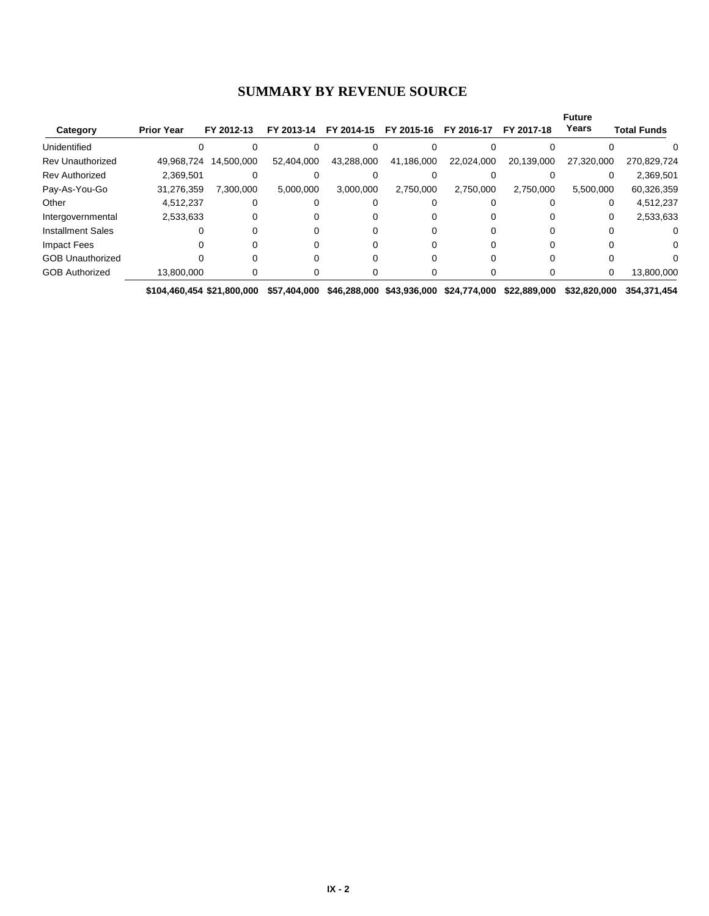# SUMMARY BY REVENUE SOURCE

| Category | Prior Year | FY 2012-13 | FY 2013-14 | FY 2014-15 | FY 2015-16 | FY 2016-17 | FY 2017-18 | Future Years | Total Funds |
|---|---|---|---|---|---|---|---|---|---|
| Unidentified | 0 | 0 | 0 | 0 | 0 | 0 | 0 | 0 | 0 |
| Rev Unauthorized | 49,968,724 | 14,500,000 | 52,404,000 | 43,288,000 | 41,186,000 | 22,024,000 | 20,139,000 | 27,320,000 | 270,829,724 |
| Rev Authorized | 2,369,501 | 0 | 0 | 0 | 0 | 0 | 0 | 0 | 2,369,501 |
| Pay-As-You-Go | 31,276,359 | 7,300,000 | 5,000,000 | 3,000,000 | 2,750,000 | 2,750,000 | 2,750,000 | 5,500,000 | 60,326,359 |
| Other | 4,512,237 | 0 | 0 | 0 | 0 | 0 | 0 | 0 | 4,512,237 |
| Intergovernmental | 2,533,633 | 0 | 0 | 0 | 0 | 0 | 0 | 0 | 2,533,633 |
| Installment Sales | 0 | 0 | 0 | 0 | 0 | 0 | 0 | 0 | 0 |
| Impact Fees | 0 | 0 | 0 | 0 | 0 | 0 | 0 | 0 | 0 |
| GOB Unauthorized | 0 | 0 | 0 | 0 | 0 | 0 | 0 | 0 | 0 |
| GOB Authorized | 13,800,000 | 0 | 0 | 0 | 0 | 0 | 0 | 0 | 13,800,000 |
| | **$104,460,454** | **$21,800,000** | **$57,404,000** | **$46,288,000** | **$43,936,000** | **$24,774,000** | **$22,889,000** | **$32,820,000** | **354,371,454** |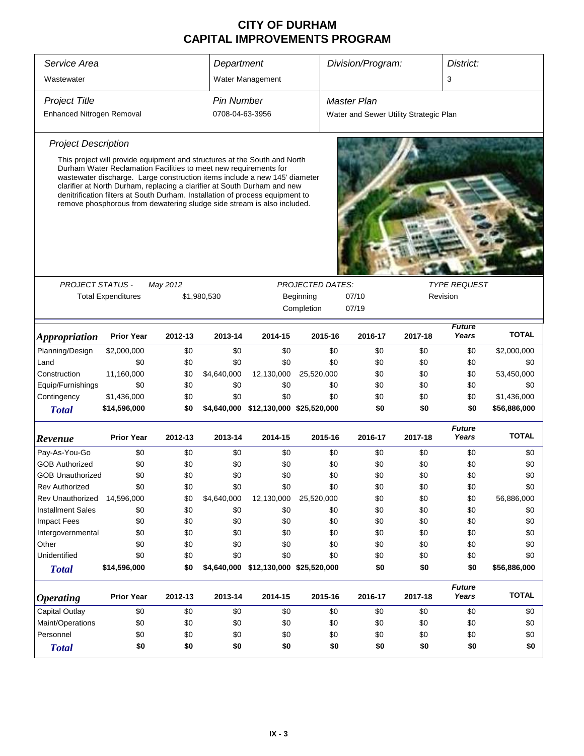# CITY OF DURHAM
# CAPITAL IMPROVEMENTS PROGRAM

| *Service Area* | *Department* | *Division/Program:* | *District:* |
|---|---|---|---|
| Wastewater | Water Management | | 3 |

| *Project Title* | *Pin Number* | *Master Plan* |
|---|---|---|
| Enhanced Nitrogen Removal | 0708-04-63-3956 | Water and Sewer Utility Strategic Plan |

*Project Description*

This project will provide equipment and structures at the South and North Durham Water Reclamation Facilities to meet new requirements for wastewater discharge. Large construction items include a new 145' diameter clarifier at North Durham, replacing a clarifier at South Durham and new denitrification filters at South Durham. Installation of process equipment to remove phosphorous from dewatering sludge side stream is also included.

| *PROJECT STATUS -* | May 2012 | *PROJECTED DATES:* | | *TYPE REQUEST* |
|---|---|---|---|---|
| Total Expenditures | $1,980,530 | Beginning | 07/10 | Revision |
| | | Completion | 07/19 | |

| *Appropriation* | Prior Year | 2012-13 | 2013-14 | 2014-15 | 2015-16 | 2016-17 | 2017-18 | *Future Years* | TOTAL |
|---|---|---|---|---|---|---|---|---|---|
| Planning/Design | $2,000,000 | $0 | $0 | $0 | $0 | $0 | $0 | $0 | $2,000,000 |
| Land | $0 | $0 | $0 | $0 | $0 | $0 | $0 | $0 | $0 |
| Construction | 11,160,000 | $0 | $4,640,000 | 12,130,000 | 25,520,000 | $0 | $0 | $0 | 53,450,000 |
| Equip/Furnishings | $0 | $0 | $0 | $0 | $0 | $0 | $0 | $0 | $0 |
| Contingency | $1,436,000 | $0 | $0 | $0 | $0 | $0 | $0 | $0 | $1,436,000 |
| ***Total*** | **$14,596,000** | **$0** | **$4,640,000** | **$12,130,000** | **$25,520,000** | **$0** | **$0** | **$0** | **$56,886,000** |

| *Revenue* | Prior Year | 2012-13 | 2013-14 | 2014-15 | 2015-16 | 2016-17 | 2017-18 | *Future Years* | TOTAL |
|---|---|---|---|---|---|---|---|---|---|
| Pay-As-You-Go | $0 | $0 | $0 | $0 | $0 | $0 | $0 | $0 | $0 |
| GOB Authorized | $0 | $0 | $0 | $0 | $0 | $0 | $0 | $0 | $0 |
| GOB Unauthorized | $0 | $0 | $0 | $0 | $0 | $0 | $0 | $0 | $0 |
| Rev Authorized | $0 | $0 | $0 | $0 | $0 | $0 | $0 | $0 | $0 |
| Rev Unauthorized | 14,596,000 | $0 | $4,640,000 | 12,130,000 | 25,520,000 | $0 | $0 | $0 | 56,886,000 |
| Installment Sales | $0 | $0 | $0 | $0 | $0 | $0 | $0 | $0 | $0 |
| Impact Fees | $0 | $0 | $0 | $0 | $0 | $0 | $0 | $0 | $0 |
| Intergovernmental | $0 | $0 | $0 | $0 | $0 | $0 | $0 | $0 | $0 |
| Other | $0 | $0 | $0 | $0 | $0 | $0 | $0 | $0 | $0 |
| Unidentified | $0 | $0 | $0 | $0 | $0 | $0 | $0 | $0 | $0 |
| ***Total*** | **$14,596,000** | **$0** | **$4,640,000** | **$12,130,000** | **$25,520,000** | **$0** | **$0** | **$0** | **$56,886,000** |

| *Operating* | Prior Year | 2012-13 | 2013-14 | 2014-15 | 2015-16 | 2016-17 | 2017-18 | *Future Years* | TOTAL |
|---|---|---|---|---|---|---|---|---|---|
| Capital Outlay | $0 | $0 | $0 | $0 | $0 | $0 | $0 | $0 | $0 |
| Maint/Operations | $0 | $0 | $0 | $0 | $0 | $0 | $0 | $0 | $0 |
| Personnel | $0 | $0 | $0 | $0 | $0 | $0 | $0 | $0 | $0 |
| ***Total*** | **$0** | **$0** | **$0** | **$0** | **$0** | **$0** | **$0** | **$0** | **$0** |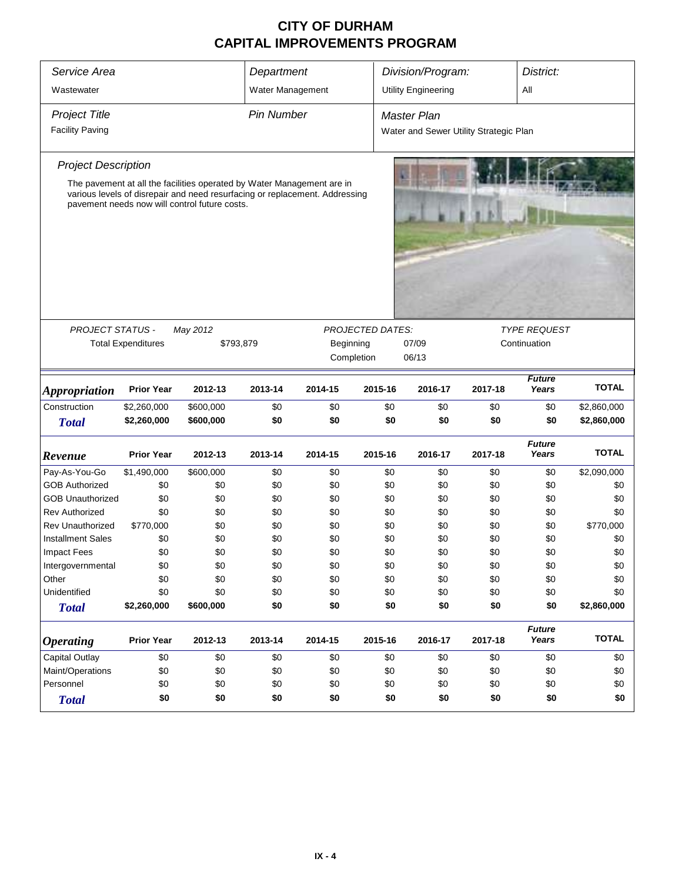# CITY OF DURHAM
# CAPITAL IMPROVEMENTS PROGRAM

| *Service Area* | *Department* | *Division/Program:* | *District:* |
|---|---|---|---|
| Wastewater | Water Management | Utility Engineering | All |

| *Project Title* | *Pin Number* | *Master Plan* |
|---|---|---|
| Facility Paving | | Water and Sewer Utility Strategic Plan |

*Project Description*

The pavement at all the facilities operated by Water Management are in various levels of disrepair and need resurfacing or replacement. Addressing pavement needs now will control future costs.

| *PROJECT STATUS -* | *May 2012* | *PROJECTED DATES:* | | *TYPE REQUEST* |
|---|---|---|---|---|
| Total Expenditures | $793,879 | Beginning | 07/09 | Continuation |
| | | Completion | 06/13 | |

| *Appropriation* | Prior Year | 2012-13 | 2013-14 | 2014-15 | 2015-16 | 2016-17 | 2017-18 | *Future Years* | TOTAL |
|---|---|---|---|---|---|---|---|---|---|
| Construction | $2,260,000 | $600,000 | $0 | $0 | $0 | $0 | $0 | $0 | $2,860,000 |
| ***Total*** | **$2,260,000** | **$600,000** | **$0** | **$0** | **$0** | **$0** | **$0** | **$0** | **$2,860,000** |

| *Revenue* | Prior Year | 2012-13 | 2013-14 | 2014-15 | 2015-16 | 2016-17 | 2017-18 | *Future Years* | TOTAL |
|---|---|---|---|---|---|---|---|---|---|
| Pay-As-You-Go | $1,490,000 | $600,000 | $0 | $0 | $0 | $0 | $0 | $0 | $2,090,000 |
| GOB Authorized | $0 | $0 | $0 | $0 | $0 | $0 | $0 | $0 | $0 |
| GOB Unauthorized | $0 | $0 | $0 | $0 | $0 | $0 | $0 | $0 | $0 |
| Rev Authorized | $0 | $0 | $0 | $0 | $0 | $0 | $0 | $0 | $0 |
| Rev Unauthorized | $770,000 | $0 | $0 | $0 | $0 | $0 | $0 | $0 | $770,000 |
| Installment Sales | $0 | $0 | $0 | $0 | $0 | $0 | $0 | $0 | $0 |
| Impact Fees | $0 | $0 | $0 | $0 | $0 | $0 | $0 | $0 | $0 |
| Intergovernmental | $0 | $0 | $0 | $0 | $0 | $0 | $0 | $0 | $0 |
| Other | $0 | $0 | $0 | $0 | $0 | $0 | $0 | $0 | $0 |
| Unidentified | $0 | $0 | $0 | $0 | $0 | $0 | $0 | $0 | $0 |
| ***Total*** | **$2,260,000** | **$600,000** | **$0** | **$0** | **$0** | **$0** | **$0** | **$0** | **$2,860,000** |

| *Operating* | Prior Year | 2012-13 | 2013-14 | 2014-15 | 2015-16 | 2016-17 | 2017-18 | *Future Years* | TOTAL |
|---|---|---|---|---|---|---|---|---|---|
| Capital Outlay | $0 | $0 | $0 | $0 | $0 | $0 | $0 | $0 | $0 |
| Maint/Operations | $0 | $0 | $0 | $0 | $0 | $0 | $0 | $0 | $0 |
| Personnel | $0 | $0 | $0 | $0 | $0 | $0 | $0 | $0 | $0 |
| ***Total*** | **$0** | **$0** | **$0** | **$0** | **$0** | **$0** | **$0** | **$0** | **$0** |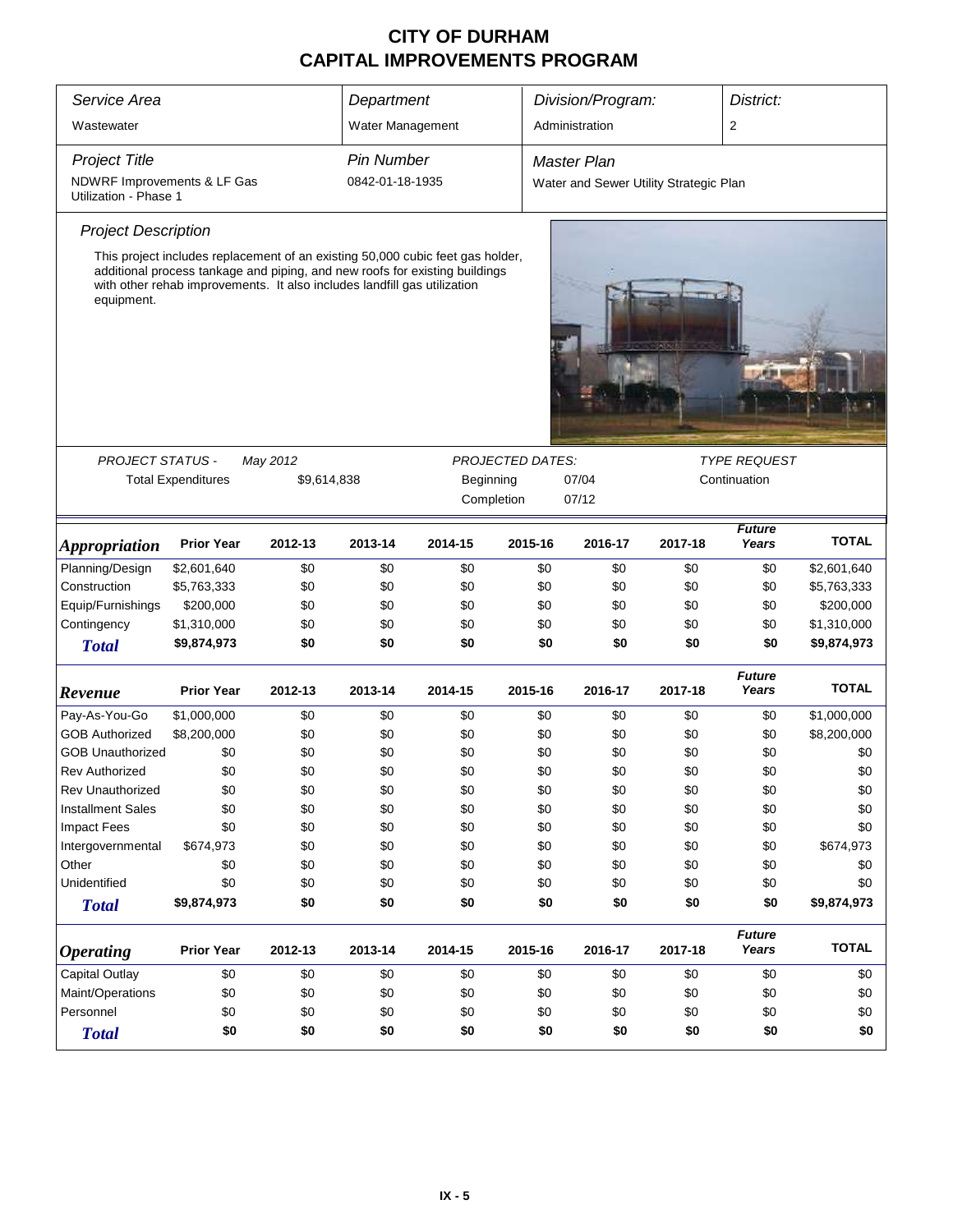# CITY OF DURHAM
# CAPITAL IMPROVEMENTS PROGRAM

| Service Area | Department | Division/Program: | District: |
|---|---|---|---|
| Wastewater | Water Management | Administration | 2 |

| Project Title | Pin Number | Master Plan |
|---|---|---|
| NDWRF Improvements & LF Gas Utilization - Phase 1 | 0842-01-18-1935 | Water and Sewer Utility Strategic Plan |

### Project Description

This project includes replacement of an existing 50,000 cubic feet gas holder, additional process tankage and piping, and new roofs for existing buildings with other rehab improvements. It also includes landfill gas utilization equipment.

| PROJECT STATUS - | May 2012 | PROJECTED DATES: | | TYPE REQUEST |
|---|---|---|---|---|
| Total Expenditures | $9,614,838 | Beginning | 07/04 | Continuation |
| | | Completion | 07/12 | |

| Appropriation | Prior Year | 2012-13 | 2013-14 | 2014-15 | 2015-16 | 2016-17 | 2017-18 | Future Years | TOTAL |
|---|---|---|---|---|---|---|---|---|---|
| Planning/Design | $2,601,640 | $0 | $0 | $0 | $0 | $0 | $0 | $0 | $2,601,640 |
| Construction | $5,763,333 | $0 | $0 | $0 | $0 | $0 | $0 | $0 | $5,763,333 |
| Equip/Furnishings | $200,000 | $0 | $0 | $0 | $0 | $0 | $0 | $0 | $200,000 |
| Contingency | $1,310,000 | $0 | $0 | $0 | $0 | $0 | $0 | $0 | $1,310,000 |
| **Total** | **$9,874,973** | **$0** | **$0** | **$0** | **$0** | **$0** | **$0** | **$0** | **$9,874,973** |

| Revenue | Prior Year | 2012-13 | 2013-14 | 2014-15 | 2015-16 | 2016-17 | 2017-18 | Future Years | TOTAL |
|---|---|---|---|---|---|---|---|---|---|
| Pay-As-You-Go | $1,000,000 | $0 | $0 | $0 | $0 | $0 | $0 | $0 | $1,000,000 |
| GOB Authorized | $8,200,000 | $0 | $0 | $0 | $0 | $0 | $0 | $0 | $8,200,000 |
| GOB Unauthorized | $0 | $0 | $0 | $0 | $0 | $0 | $0 | $0 | $0 |
| Rev Authorized | $0 | $0 | $0 | $0 | $0 | $0 | $0 | $0 | $0 |
| Rev Unauthorized | $0 | $0 | $0 | $0 | $0 | $0 | $0 | $0 | $0 |
| Installment Sales | $0 | $0 | $0 | $0 | $0 | $0 | $0 | $0 | $0 |
| Impact Fees | $0 | $0 | $0 | $0 | $0 | $0 | $0 | $0 | $0 |
| Intergovernmental | $674,973 | $0 | $0 | $0 | $0 | $0 | $0 | $0 | $674,973 |
| Other | $0 | $0 | $0 | $0 | $0 | $0 | $0 | $0 | $0 |
| Unidentified | $0 | $0 | $0 | $0 | $0 | $0 | $0 | $0 | $0 |
| **Total** | **$9,874,973** | **$0** | **$0** | **$0** | **$0** | **$0** | **$0** | **$0** | **$9,874,973** |

| Operating | Prior Year | 2012-13 | 2013-14 | 2014-15 | 2015-16 | 2016-17 | 2017-18 | Future Years | TOTAL |
|---|---|---|---|---|---|---|---|---|---|
| Capital Outlay | $0 | $0 | $0 | $0 | $0 | $0 | $0 | $0 | $0 |
| Maint/Operations | $0 | $0 | $0 | $0 | $0 | $0 | $0 | $0 | $0 |
| Personnel | $0 | $0 | $0 | $0 | $0 | $0 | $0 | $0 | $0 |
| **Total** | **$0** | **$0** | **$0** | **$0** | **$0** | **$0** | **$0** | **$0** | **$0** |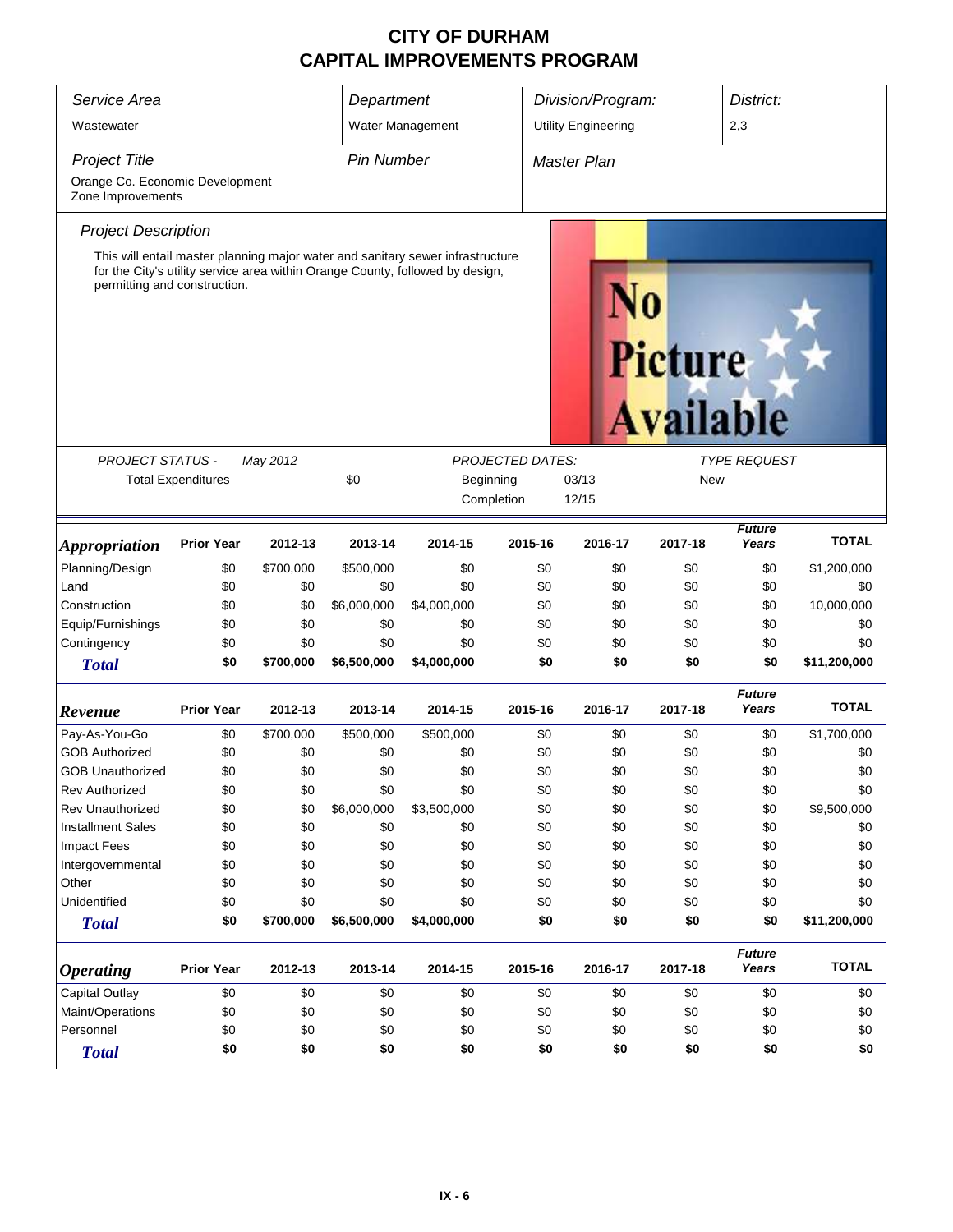# CITY OF DURHAM
# CAPITAL IMPROVEMENTS PROGRAM

| *Service Area* | *Department* | *Division/Program:* | *District:* |
|---|---|---|---|
| Wastewater | Water Management | Utility Engineering | 2,3 |

| *Project Title* | *Pin Number* | *Master Plan* |
|---|---|---|
| Orange Co. Economic Development Zone Improvements | | |

*Project Description*

This will entail master planning major water and sanitary sewer infrastructure for the City's utility service area within Orange County, followed by design, permitting and construction.

No Picture Available

| *PROJECT STATUS -* | *May 2012* | | *PROJECTED DATES:* | | *TYPE REQUEST* |
|---|---|---|---|---|---|
| Total Expenditures | | $0 | Beginning | 03/13 | New |
| | | | Completion | 12/15 | |

| *Appropriation* | Prior Year | 2012-13 | 2013-14 | 2014-15 | 2015-16 | 2016-17 | 2017-18 | *Future Years* | TOTAL |
|---|---|---|---|---|---|---|---|---|---|
| Planning/Design | $0 | $700,000 | $500,000 | $0 | $0 | $0 | $0 | $0 | $1,200,000 |
| Land | $0 | $0 | $0 | $0 | $0 | $0 | $0 | $0 | $0 |
| Construction | $0 | $0 | $6,000,000 | $4,000,000 | $0 | $0 | $0 | $0 | 10,000,000 |
| Equip/Furnishings | $0 | $0 | $0 | $0 | $0 | $0 | $0 | $0 | $0 |
| Contingency | $0 | $0 | $0 | $0 | $0 | $0 | $0 | $0 | $0 |
| ***Total*** | **$0** | **$700,000** | **$6,500,000** | **$4,000,000** | **$0** | **$0** | **$0** | **$0** | **$11,200,000** |

| *Revenue* | Prior Year | 2012-13 | 2013-14 | 2014-15 | 2015-16 | 2016-17 | 2017-18 | *Future Years* | TOTAL |
|---|---|---|---|---|---|---|---|---|---|
| Pay-As-You-Go | $0 | $700,000 | $500,000 | $500,000 | $0 | $0 | $0 | $0 | $1,700,000 |
| GOB Authorized | $0 | $0 | $0 | $0 | $0 | $0 | $0 | $0 | $0 |
| GOB Unauthorized | $0 | $0 | $0 | $0 | $0 | $0 | $0 | $0 | $0 |
| Rev Authorized | $0 | $0 | $0 | $0 | $0 | $0 | $0 | $0 | $0 |
| Rev Unauthorized | $0 | $0 | $6,000,000 | $3,500,000 | $0 | $0 | $0 | $0 | $9,500,000 |
| Installment Sales | $0 | $0 | $0 | $0 | $0 | $0 | $0 | $0 | $0 |
| Impact Fees | $0 | $0 | $0 | $0 | $0 | $0 | $0 | $0 | $0 |
| Intergovernmental | $0 | $0 | $0 | $0 | $0 | $0 | $0 | $0 | $0 |
| Other | $0 | $0 | $0 | $0 | $0 | $0 | $0 | $0 | $0 |
| Unidentified | $0 | $0 | $0 | $0 | $0 | $0 | $0 | $0 | $0 |
| ***Total*** | **$0** | **$700,000** | **$6,500,000** | **$4,000,000** | **$0** | **$0** | **$0** | **$0** | **$11,200,000** |

| *Operating* | Prior Year | 2012-13 | 2013-14 | 2014-15 | 2015-16 | 2016-17 | 2017-18 | *Future Years* | TOTAL |
|---|---|---|---|---|---|---|---|---|---|
| Capital Outlay | $0 | $0 | $0 | $0 | $0 | $0 | $0 | $0 | $0 |
| Maint/Operations | $0 | $0 | $0 | $0 | $0 | $0 | $0 | $0 | $0 |
| Personnel | $0 | $0 | $0 | $0 | $0 | $0 | $0 | $0 | $0 |
| ***Total*** | **$0** | **$0** | **$0** | **$0** | **$0** | **$0** | **$0** | **$0** | **$0** |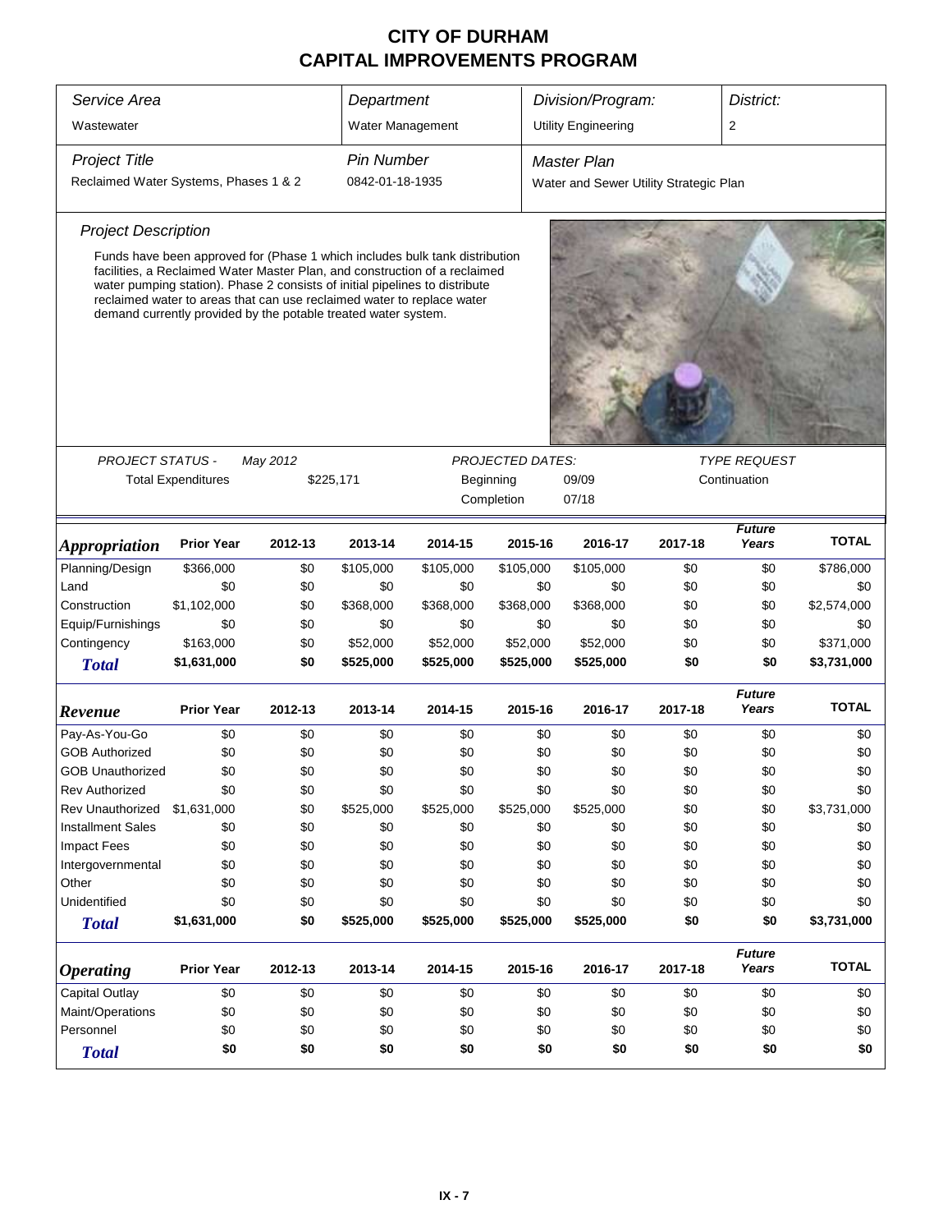# CITY OF DURHAM
## CAPITAL IMPROVEMENTS PROGRAM

| *Service Area* | *Department* | *Division/Program:* | *District:* |
|---|---|---|---|
| Wastewater | Water Management | Utility Engineering | 2 |

| *Project Title* | *Pin Number* | *Master Plan* |
|---|---|---|
| Reclaimed Water Systems, Phases 1 & 2 | 0842-01-18-1935 | Water and Sewer Utility Strategic Plan |

### *Project Description*

Funds have been approved for (Phase 1 which includes bulk tank distribution facilities, a Reclaimed Water Master Plan, and construction of a reclaimed water pumping station). Phase 2 consists of initial pipelines to distribute reclaimed water to areas that can use reclaimed water to replace water demand currently provided by the potable treated water system.

| *PROJECT STATUS -* | *May 2012* | *PROJECTED DATES:* | | *TYPE REQUEST* |
|---|---|---|---|---|
| Total Expenditures | $225,171 | Beginning | 09/09 | Continuation |
| | | Completion | 07/18 | |

| *Appropriation* | Prior Year | 2012-13 | 2013-14 | 2014-15 | 2015-16 | 2016-17 | 2017-18 | *Future Years* | TOTAL |
|---|---|---|---|---|---|---|---|---|---|
| Planning/Design | $366,000 | $0 | $105,000 | $105,000 | $105,000 | $105,000 | $0 | $0 | $786,000 |
| Land | $0 | $0 | $0 | $0 | $0 | $0 | $0 | $0 | $0 |
| Construction | $1,102,000 | $0 | $368,000 | $368,000 | $368,000 | $368,000 | $0 | $0 | $2,574,000 |
| Equip/Furnishings | $0 | $0 | $0 | $0 | $0 | $0 | $0 | $0 | $0 |
| Contingency | $163,000 | $0 | $52,000 | $52,000 | $52,000 | $52,000 | $0 | $0 | $371,000 |
| ***Total*** | **$1,631,000** | **$0** | **$525,000** | **$525,000** | **$525,000** | **$525,000** | **$0** | **$0** | **$3,731,000** |

| *Revenue* | Prior Year | 2012-13 | 2013-14 | 2014-15 | 2015-16 | 2016-17 | 2017-18 | *Future Years* | TOTAL |
|---|---|---|---|---|---|---|---|---|---|
| Pay-As-You-Go | $0 | $0 | $0 | $0 | $0 | $0 | $0 | $0 | $0 |
| GOB Authorized | $0 | $0 | $0 | $0 | $0 | $0 | $0 | $0 | $0 |
| GOB Unauthorized | $0 | $0 | $0 | $0 | $0 | $0 | $0 | $0 | $0 |
| Rev Authorized | $0 | $0 | $0 | $0 | $0 | $0 | $0 | $0 | $0 |
| Rev Unauthorized | $1,631,000 | $0 | $525,000 | $525,000 | $525,000 | $525,000 | $0 | $0 | $3,731,000 |
| Installment Sales | $0 | $0 | $0 | $0 | $0 | $0 | $0 | $0 | $0 |
| Impact Fees | $0 | $0 | $0 | $0 | $0 | $0 | $0 | $0 | $0 |
| Intergovernmental | $0 | $0 | $0 | $0 | $0 | $0 | $0 | $0 | $0 |
| Other | $0 | $0 | $0 | $0 | $0 | $0 | $0 | $0 | $0 |
| Unidentified | $0 | $0 | $0 | $0 | $0 | $0 | $0 | $0 | $0 |
| ***Total*** | **$1,631,000** | **$0** | **$525,000** | **$525,000** | **$525,000** | **$525,000** | **$0** | **$0** | **$3,731,000** |

| *Operating* | Prior Year | 2012-13 | 2013-14 | 2014-15 | 2015-16 | 2016-17 | 2017-18 | *Future Years* | TOTAL |
|---|---|---|---|---|---|---|---|---|---|
| Capital Outlay | $0 | $0 | $0 | $0 | $0 | $0 | $0 | $0 | $0 |
| Maint/Operations | $0 | $0 | $0 | $0 | $0 | $0 | $0 | $0 | $0 |
| Personnel | $0 | $0 | $0 | $0 | $0 | $0 | $0 | $0 | $0 |
| ***Total*** | **$0** | **$0** | **$0** | **$0** | **$0** | **$0** | **$0** | **$0** | **$0** |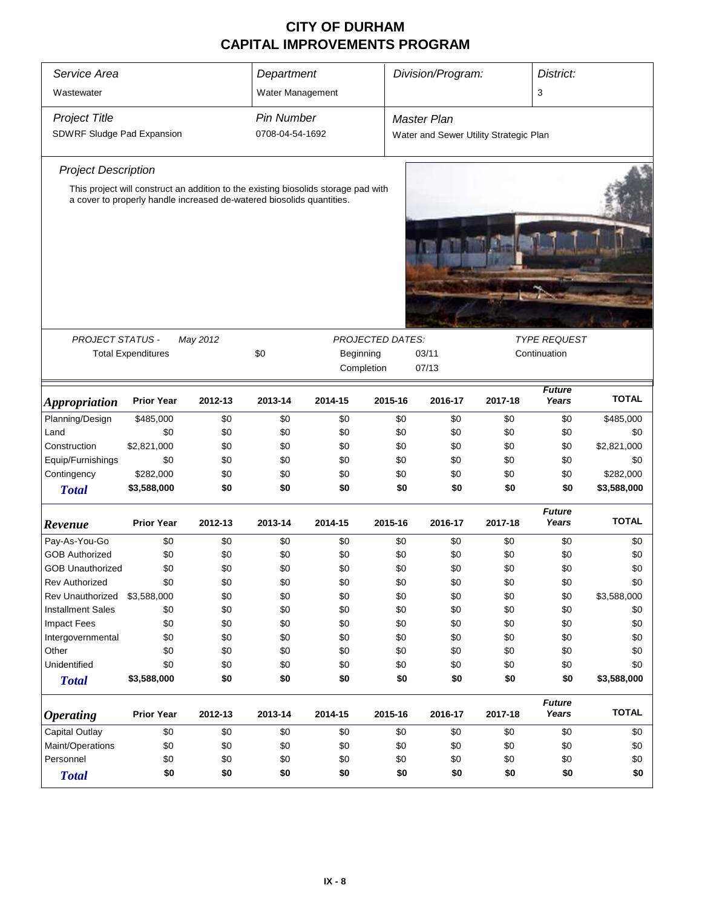# CITY OF DURHAM
# CAPITAL IMPROVEMENTS PROGRAM

| *Service Area* | *Department* | *Division/Program:* | *District:* |
|---|---|---|---|
| Wastewater | Water Management | | 3 |

| *Project Title* | *Pin Number* | *Master Plan* |
|---|---|---|
| SDWRF Sludge Pad Expansion | 0708-04-54-1692 | Water and Sewer Utility Strategic Plan |

*Project Description*

This project will construct an addition to the existing biosolids storage pad with a cover to properly handle increased de-watered biosolids quantities.

| *PROJECT STATUS -* | *May 2012* | | *PROJECTED DATES:* | | *TYPE REQUEST* |
|---|---|---|---|---|---|
| Total Expenditures | | $0 | Beginning | 03/11 | Continuation |
| | | | Completion | 07/13 | |

| *Appropriation* | Prior Year | 2012-13 | 2013-14 | 2014-15 | 2015-16 | 2016-17 | 2017-18 | *Future Years* | TOTAL |
|---|---|---|---|---|---|---|---|---|---|
| Planning/Design | $485,000 | $0 | $0 | $0 | $0 | $0 | $0 | $0 | $485,000 |
| Land | $0 | $0 | $0 | $0 | $0 | $0 | $0 | $0 | $0 |
| Construction | $2,821,000 | $0 | $0 | $0 | $0 | $0 | $0 | $0 | $2,821,000 |
| Equip/Furnishings | $0 | $0 | $0 | $0 | $0 | $0 | $0 | $0 | $0 |
| Contingency | $282,000 | $0 | $0 | $0 | $0 | $0 | $0 | $0 | $282,000 |
| ***Total*** | **$3,588,000** | **$0** | **$0** | **$0** | **$0** | **$0** | **$0** | **$0** | **$3,588,000** |

| *Revenue* | Prior Year | 2012-13 | 2013-14 | 2014-15 | 2015-16 | 2016-17 | 2017-18 | *Future Years* | TOTAL |
|---|---|---|---|---|---|---|---|---|---|
| Pay-As-You-Go | $0 | $0 | $0 | $0 | $0 | $0 | $0 | $0 | $0 |
| GOB Authorized | $0 | $0 | $0 | $0 | $0 | $0 | $0 | $0 | $0 |
| GOB Unauthorized | $0 | $0 | $0 | $0 | $0 | $0 | $0 | $0 | $0 |
| Rev Authorized | $0 | $0 | $0 | $0 | $0 | $0 | $0 | $0 | $0 |
| Rev Unauthorized | $3,588,000 | $0 | $0 | $0 | $0 | $0 | $0 | $0 | $3,588,000 |
| Installment Sales | $0 | $0 | $0 | $0 | $0 | $0 | $0 | $0 | $0 |
| Impact Fees | $0 | $0 | $0 | $0 | $0 | $0 | $0 | $0 | $0 |
| Intergovernmental | $0 | $0 | $0 | $0 | $0 | $0 | $0 | $0 | $0 |
| Other | $0 | $0 | $0 | $0 | $0 | $0 | $0 | $0 | $0 |
| Unidentified | $0 | $0 | $0 | $0 | $0 | $0 | $0 | $0 | $0 |
| ***Total*** | **$3,588,000** | **$0** | **$0** | **$0** | **$0** | **$0** | **$0** | **$0** | **$3,588,000** |

| *Operating* | Prior Year | 2012-13 | 2013-14 | 2014-15 | 2015-16 | 2016-17 | 2017-18 | *Future Years* | TOTAL |
|---|---|---|---|---|---|---|---|---|---|
| Capital Outlay | $0 | $0 | $0 | $0 | $0 | $0 | $0 | $0 | $0 |
| Maint/Operations | $0 | $0 | $0 | $0 | $0 | $0 | $0 | $0 | $0 |
| Personnel | $0 | $0 | $0 | $0 | $0 | $0 | $0 | $0 | $0 |
| ***Total*** | **$0** | **$0** | **$0** | **$0** | **$0** | **$0** | **$0** | **$0** | **$0** |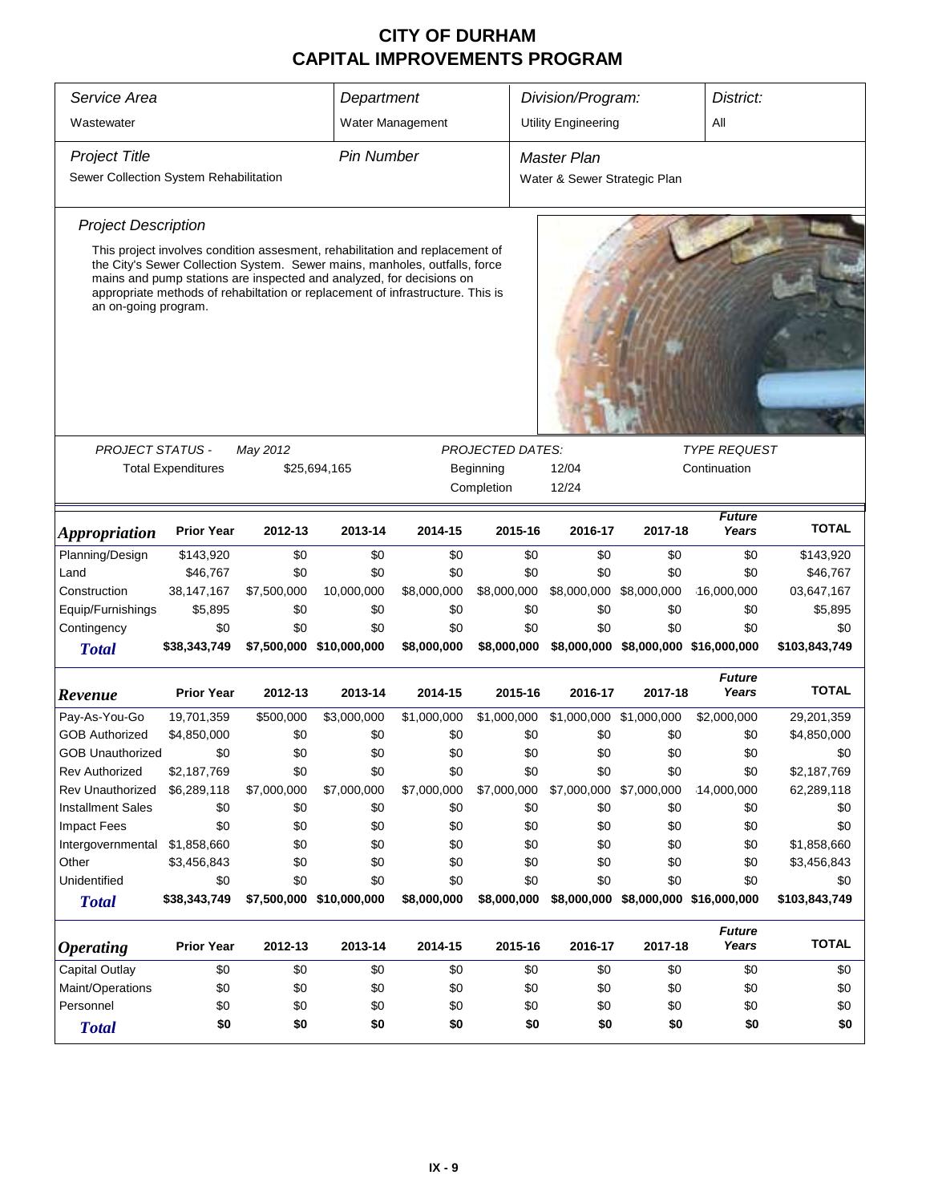# CITY OF DURHAM
# CAPITAL IMPROVEMENTS PROGRAM

| Service Area | Department | Division/Program: | District: |
|---|---|---|---|
| Wastewater | Water Management | Utility Engineering | All |

| Project Title | Pin Number | Master Plan |
|---|---|---|
| Sewer Collection System Rehabilitation | | Water & Sewer Strategic Plan |

### Project Description

This project involves condition assesment, rehabilitation and replacement of the City's Sewer Collection System. Sewer mains, manholes, outfalls, force mains and pump stations are inspected and analyzed, for decisions on appropriate methods of rehabiltation or replacement of infrastructure. This is an on-going program.

| PROJECT STATUS - | May 2012 | PROJECTED DATES: | | TYPE REQUEST |
|---|---|---|---|---|
| Total Expenditures | $25,694,165 | Beginning | 12/04 | Continuation |
| | | Completion | 12/24 | |

| *Appropriation* | Prior Year | 2012-13 | 2013-14 | 2014-15 | 2015-16 | 2016-17 | 2017-18 | Future Years | TOTAL |
|---|---|---|---|---|---|---|---|---|---|
| Planning/Design | $143,920 | $0 | $0 | $0 | $0 | $0 | $0 | $0 | $143,920 |
| Land | $46,767 | $0 | $0 | $0 | $0 | $0 | $0 | $0 | $46,767 |
| Construction | 38,147,167 | $7,500,000 | 10,000,000 | $8,000,000 | $8,000,000 | $8,000,000 | $8,000,000 | 16,000,000 | 03,647,167 |
| Equip/Furnishings | $5,895 | $0 | $0 | $0 | $0 | $0 | $0 | $0 | $5,895 |
| Contingency | $0 | $0 | $0 | $0 | $0 | $0 | $0 | $0 | $0 |
| ***Total*** | **$38,343,749** | **$7,500,000** | **$10,000,000** | **$8,000,000** | **$8,000,000** | **$8,000,000** | **$8,000,000** | **$16,000,000** | **$103,843,749** |

| *Revenue* | Prior Year | 2012-13 | 2013-14 | 2014-15 | 2015-16 | 2016-17 | 2017-18 | Future Years | TOTAL |
|---|---|---|---|---|---|---|---|---|---|
| Pay-As-You-Go | 19,701,359 | $500,000 | $3,000,000 | $1,000,000 | $1,000,000 | $1,000,000 | $1,000,000 | $2,000,000 | 29,201,359 |
| GOB Authorized | $4,850,000 | $0 | $0 | $0 | $0 | $0 | $0 | $0 | $4,850,000 |
| GOB Unauthorized | $0 | $0 | $0 | $0 | $0 | $0 | $0 | $0 | $0 |
| Rev Authorized | $2,187,769 | $0 | $0 | $0 | $0 | $0 | $0 | $0 | $2,187,769 |
| Rev Unauthorized | $6,289,118 | $7,000,000 | $7,000,000 | $7,000,000 | $7,000,000 | $7,000,000 | $7,000,000 | 14,000,000 | 62,289,118 |
| Installment Sales | $0 | $0 | $0 | $0 | $0 | $0 | $0 | $0 | $0 |
| Impact Fees | $0 | $0 | $0 | $0 | $0 | $0 | $0 | $0 | $0 |
| Intergovernmental | $1,858,660 | $0 | $0 | $0 | $0 | $0 | $0 | $0 | $1,858,660 |
| Other | $3,456,843 | $0 | $0 | $0 | $0 | $0 | $0 | $0 | $3,456,843 |
| Unidentified | $0 | $0 | $0 | $0 | $0 | $0 | $0 | $0 | $0 |
| ***Total*** | **$38,343,749** | **$7,500,000** | **$10,000,000** | **$8,000,000** | **$8,000,000** | **$8,000,000** | **$8,000,000** | **$16,000,000** | **$103,843,749** |

| *Operating* | Prior Year | 2012-13 | 2013-14 | 2014-15 | 2015-16 | 2016-17 | 2017-18 | Future Years | TOTAL |
|---|---|---|---|---|---|---|---|---|---|
| Capital Outlay | $0 | $0 | $0 | $0 | $0 | $0 | $0 | $0 | $0 |
| Maint/Operations | $0 | $0 | $0 | $0 | $0 | $0 | $0 | $0 | $0 |
| Personnel | $0 | $0 | $0 | $0 | $0 | $0 | $0 | $0 | $0 |
| ***Total*** | **$0** | **$0** | **$0** | **$0** | **$0** | **$0** | **$0** | **$0** | **$0** |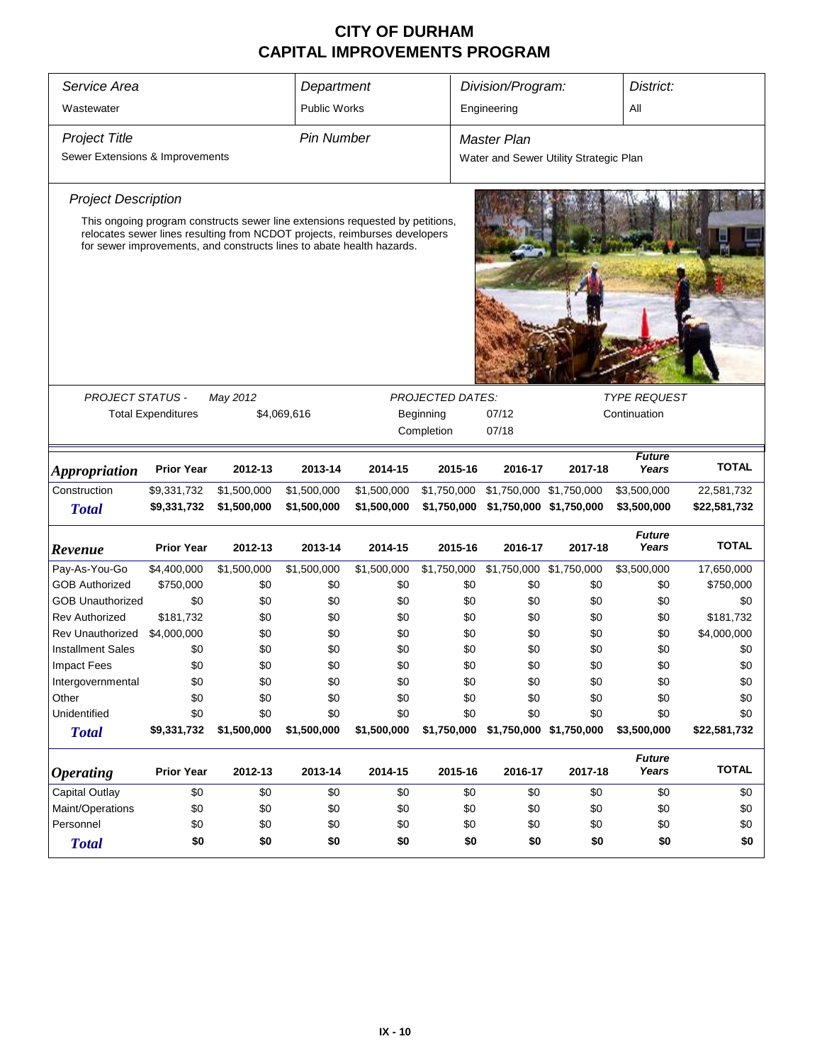# CITY OF DURHAM
# CAPITAL IMPROVEMENTS PROGRAM

| Service Area | Department | Division/Program: | District: |
|---|---|---|---|
| Wastewater | Public Works | Engineering | All |

| Project Title | Pin Number | Master Plan |
|---|---|---|
| Sewer Extensions & Improvements | | Water and Sewer Utility Strategic Plan |

*Project Description*

This ongoing program constructs sewer line extensions requested by petitions, relocates sewer lines resulting from NCDOT projects, reimburses developers for sewer improvements, and constructs lines to abate health hazards.

| PROJECT STATUS - May 2012 | | PROJECTED DATES: | | TYPE REQUEST |
|---|---|---|---|---|
| Total Expenditures | $4,069,616 | Beginning | 07/12 | Continuation |
| | | Completion | 07/18 | |

| *Appropriation* | Prior Year | 2012-13 | 2013-14 | 2014-15 | 2015-16 | 2016-17 | 2017-18 | *Future Years* | TOTAL |
|---|---|---|---|---|---|---|---|---|---|
| Construction | $9,331,732 | $1,500,000 | $1,500,000 | $1,500,000 | $1,750,000 | $1,750,000 | $1,750,000 | $3,500,000 | 22,581,732 |
| **Total** | **$9,331,732** | **$1,500,000** | **$1,500,000** | **$1,500,000** | **$1,750,000** | **$1,750,000** | **$1,750,000** | **$3,500,000** | **$22,581,732** |

| *Revenue* | Prior Year | 2012-13 | 2013-14 | 2014-15 | 2015-16 | 2016-17 | 2017-18 | *Future Years* | TOTAL |
|---|---|---|---|---|---|---|---|---|---|
| Pay-As-You-Go | $4,400,000 | $1,500,000 | $1,500,000 | $1,500,000 | $1,750,000 | $1,750,000 | $1,750,000 | $3,500,000 | 17,650,000 |
| GOB Authorized | $750,000 | $0 | $0 | $0 | $0 | $0 | $0 | $0 | $750,000 |
| GOB Unauthorized | $0 | $0 | $0 | $0 | $0 | $0 | $0 | $0 | $0 |
| Rev Authorized | $181,732 | $0 | $0 | $0 | $0 | $0 | $0 | $0 | $181,732 |
| Rev Unauthorized | $4,000,000 | $0 | $0 | $0 | $0 | $0 | $0 | $0 | $4,000,000 |
| Installment Sales | $0 | $0 | $0 | $0 | $0 | $0 | $0 | $0 | $0 |
| Impact Fees | $0 | $0 | $0 | $0 | $0 | $0 | $0 | $0 | $0 |
| Intergovernmental | $0 | $0 | $0 | $0 | $0 | $0 | $0 | $0 | $0 |
| Other | $0 | $0 | $0 | $0 | $0 | $0 | $0 | $0 | $0 |
| Unidentified | $0 | $0 | $0 | $0 | $0 | $0 | $0 | $0 | $0 |
| **Total** | **$9,331,732** | **$1,500,000** | **$1,500,000** | **$1,500,000** | **$1,750,000** | **$1,750,000** | **$1,750,000** | **$3,500,000** | **$22,581,732** |

| *Operating* | Prior Year | 2012-13 | 2013-14 | 2014-15 | 2015-16 | 2016-17 | 2017-18 | *Future Years* | TOTAL |
|---|---|---|---|---|---|---|---|---|---|
| Capital Outlay | $0 | $0 | $0 | $0 | $0 | $0 | $0 | $0 | $0 |
| Maint/Operations | $0 | $0 | $0 | $0 | $0 | $0 | $0 | $0 | $0 |
| Personnel | $0 | $0 | $0 | $0 | $0 | $0 | $0 | $0 | $0 |
| **Total** | **$0** | **$0** | **$0** | **$0** | **$0** | **$0** | **$0** | **$0** | **$0** |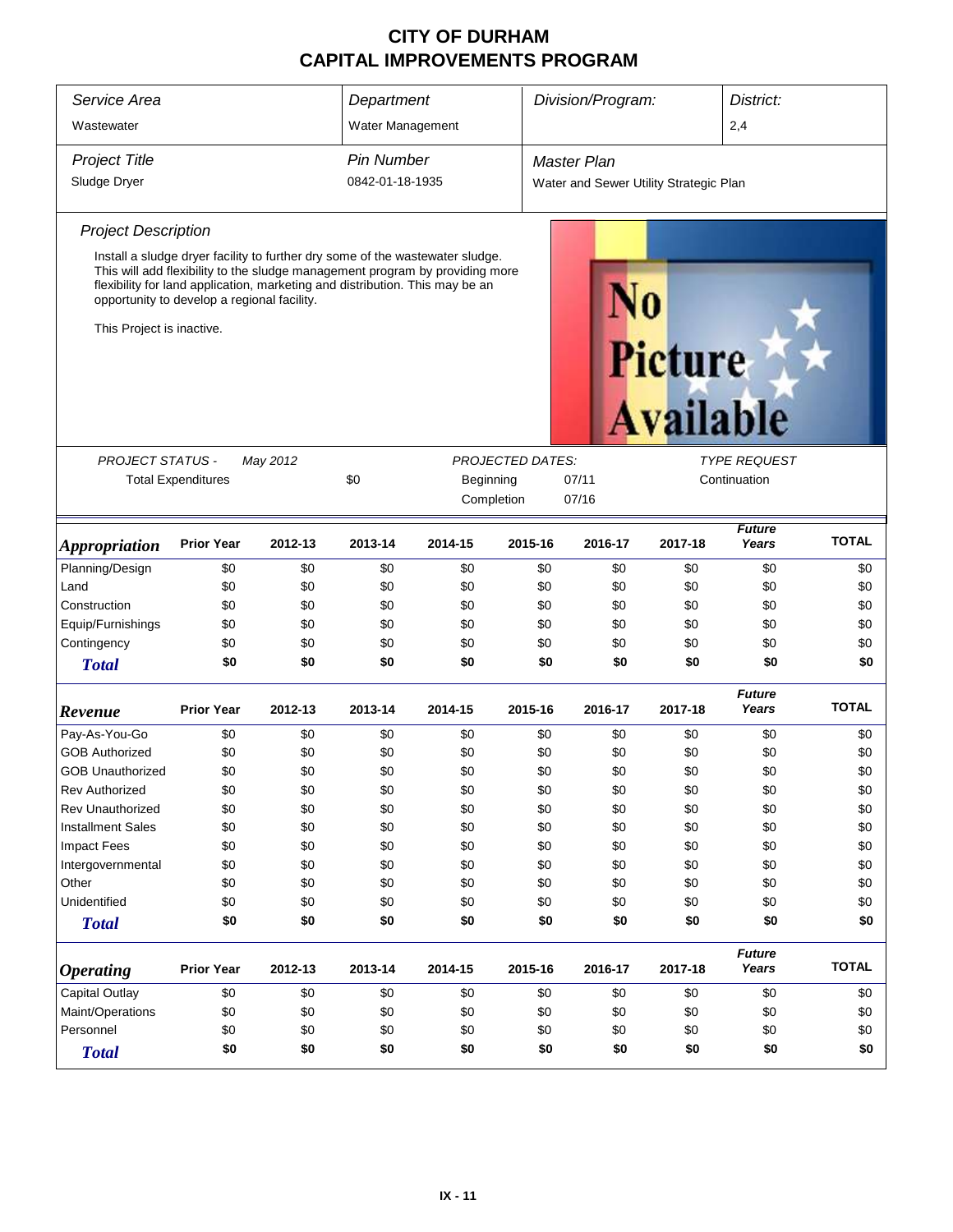# CITY OF DURHAM
# CAPITAL IMPROVEMENTS PROGRAM

| *Service Area* | *Department* | *Division/Program:* | *District:* |
|---|---|---|---|
| Wastewater | Water Management | | 2,4 |

| *Project Title* | *Pin Number* | *Master Plan* |
|---|---|---|
| Sludge Dryer | 0842-01-18-1935 | Water and Sewer Utility Strategic Plan |

### *Project Description*

Install a sludge dryer facility to further dry some of the wastewater sludge. This will add flexibility to the sludge management program by providing more flexibility for land application, marketing and distribution. This may be an opportunity to develop a regional facility.

This Project is inactive.

No Picture Available

| *PROJECT STATUS -* | *May 2012* | *PROJECTED DATES:* | | *TYPE REQUEST* |
|---|---|---|---|---|
| Total Expenditures | $0 | Beginning | 07/11 | Continuation |
| | | Completion | 07/16 | |

| *Appropriation* | Prior Year | 2012-13 | 2013-14 | 2014-15 | 2015-16 | 2016-17 | 2017-18 | *Future Years* | TOTAL |
|---|---|---|---|---|---|---|---|---|---|
| Planning/Design | $0 | $0 | $0 | $0 | $0 | $0 | $0 | $0 | $0 |
| Land | $0 | $0 | $0 | $0 | $0 | $0 | $0 | $0 | $0 |
| Construction | $0 | $0 | $0 | $0 | $0 | $0 | $0 | $0 | $0 |
| Equip/Furnishings | $0 | $0 | $0 | $0 | $0 | $0 | $0 | $0 | $0 |
| Contingency | $0 | $0 | $0 | $0 | $0 | $0 | $0 | $0 | $0 |
| **Total** | **$0** | **$0** | **$0** | **$0** | **$0** | **$0** | **$0** | **$0** | **$0** |

| *Revenue* | Prior Year | 2012-13 | 2013-14 | 2014-15 | 2015-16 | 2016-17 | 2017-18 | *Future Years* | TOTAL |
|---|---|---|---|---|---|---|---|---|---|
| Pay-As-You-Go | $0 | $0 | $0 | $0 | $0 | $0 | $0 | $0 | $0 |
| GOB Authorized | $0 | $0 | $0 | $0 | $0 | $0 | $0 | $0 | $0 |
| GOB Unauthorized | $0 | $0 | $0 | $0 | $0 | $0 | $0 | $0 | $0 |
| Rev Authorized | $0 | $0 | $0 | $0 | $0 | $0 | $0 | $0 | $0 |
| Rev Unauthorized | $0 | $0 | $0 | $0 | $0 | $0 | $0 | $0 | $0 |
| Installment Sales | $0 | $0 | $0 | $0 | $0 | $0 | $0 | $0 | $0 |
| Impact Fees | $0 | $0 | $0 | $0 | $0 | $0 | $0 | $0 | $0 |
| Intergovernmental | $0 | $0 | $0 | $0 | $0 | $0 | $0 | $0 | $0 |
| Other | $0 | $0 | $0 | $0 | $0 | $0 | $0 | $0 | $0 |
| Unidentified | $0 | $0 | $0 | $0 | $0 | $0 | $0 | $0 | $0 |
| **Total** | **$0** | **$0** | **$0** | **$0** | **$0** | **$0** | **$0** | **$0** | **$0** |

| *Operating* | Prior Year | 2012-13 | 2013-14 | 2014-15 | 2015-16 | 2016-17 | 2017-18 | *Future Years* | TOTAL |
|---|---|---|---|---|---|---|---|---|---|
| Capital Outlay | $0 | $0 | $0 | $0 | $0 | $0 | $0 | $0 | $0 |
| Maint/Operations | $0 | $0 | $0 | $0 | $0 | $0 | $0 | $0 | $0 |
| Personnel | $0 | $0 | $0 | $0 | $0 | $0 | $0 | $0 | $0 |
| **Total** | **$0** | **$0** | **$0** | **$0** | **$0** | **$0** | **$0** | **$0** | **$0** |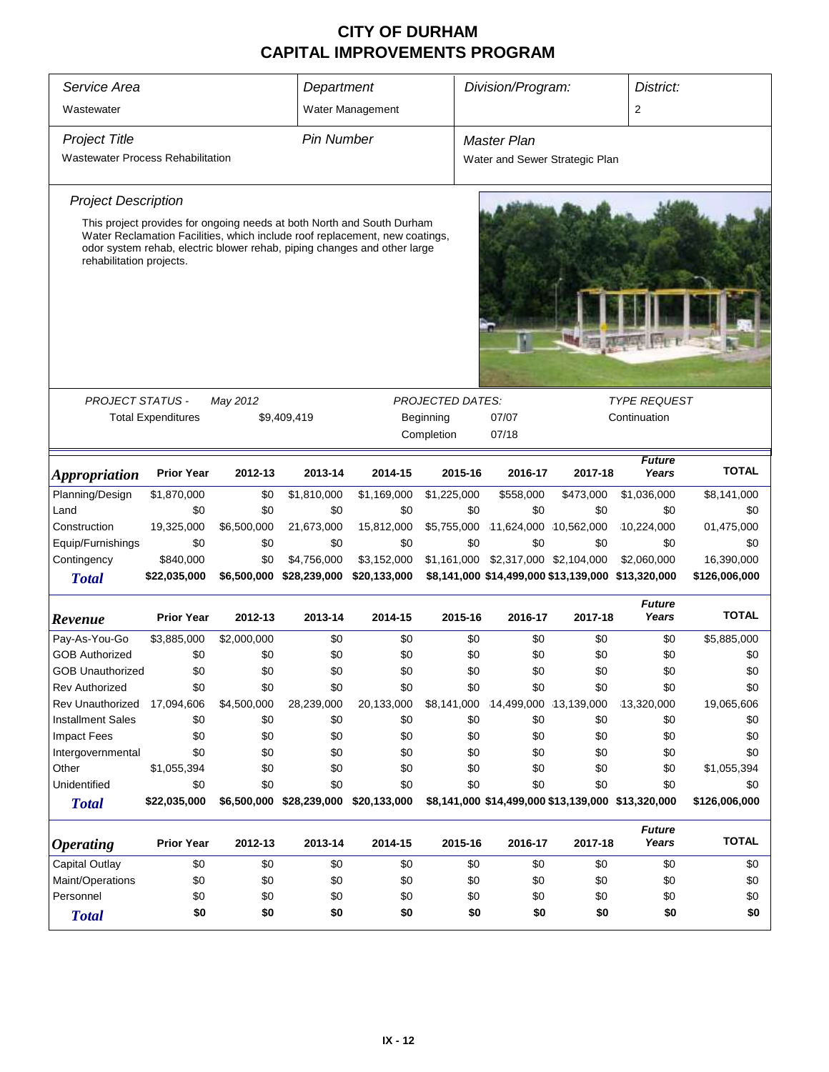# CITY OF DURHAM
# CAPITAL IMPROVEMENTS PROGRAM

| *Service Area* | *Department* | *Division/Program:* | *District:* |
|---|---|---|---|
| Wastewater | Water Management | | 2 |

| *Project Title* | *Pin Number* | *Master Plan* |
|---|---|---|
| Wastewater Process Rehabilitation | | Water and Sewer Strategic Plan |

*Project Description*

This project provides for ongoing needs at both North and South Durham Water Reclamation Facilities, which include roof replacement, new coatings, odor system rehab, electric blower rehab, piping changes and other large rehabilitation projects.

| *PROJECT STATUS -* | *May 2012* | *PROJECTED DATES:* | | *TYPE REQUEST* |
|---|---|---|---|---|
| Total Expenditures | $9,409,419 | Beginning | 07/07 | Continuation |
| | | Completion | 07/18 | |

| *Appropriation* | Prior Year | 2012-13 | 2013-14 | 2014-15 | 2015-16 | 2016-17 | 2017-18 | *Future Years* | TOTAL |
|---|---|---|---|---|---|---|---|---|---|
| Planning/Design | $1,870,000 | $0 | $1,810,000 | $1,169,000 | $1,225,000 | $558,000 | $473,000 | $1,036,000 | $8,141,000 |
| Land | $0 | $0 | $0 | $0 | $0 | $0 | $0 | $0 | $0 |
| Construction | 19,325,000 | $6,500,000 | 21,673,000 | 15,812,000 | $5,755,000 | 11,624,000 | 10,562,000 | 10,224,000 | 01,475,000 |
| Equip/Furnishings | $0 | $0 | $0 | $0 | $0 | $0 | $0 | $0 | $0 |
| Contingency | $840,000 | $0 | $4,756,000 | $3,152,000 | $1,161,000 | $2,317,000 | $2,104,000 | $2,060,000 | 16,390,000 |
| ***Total*** | **$22,035,000** | **$6,500,000** | **$28,239,000** | **$20,133,000** | **$8,141,000** | **$14,499,000** | **$13,139,000** | **$13,320,000** | **$126,006,000** |

| *Revenue* | Prior Year | 2012-13 | 2013-14 | 2014-15 | 2015-16 | 2016-17 | 2017-18 | *Future Years* | TOTAL |
|---|---|---|---|---|---|---|---|---|---|
| Pay-As-You-Go | $3,885,000 | $2,000,000 | $0 | $0 | $0 | $0 | $0 | $0 | $5,885,000 |
| GOB Authorized | $0 | $0 | $0 | $0 | $0 | $0 | $0 | $0 | $0 |
| GOB Unauthorized | $0 | $0 | $0 | $0 | $0 | $0 | $0 | $0 | $0 |
| Rev Authorized | $0 | $0 | $0 | $0 | $0 | $0 | $0 | $0 | $0 |
| Rev Unauthorized | 17,094,606 | $4,500,000 | 28,239,000 | 20,133,000 | $8,141,000 | 14,499,000 | 13,139,000 | 13,320,000 | 19,065,606 |
| Installment Sales | $0 | $0 | $0 | $0 | $0 | $0 | $0 | $0 | $0 |
| Impact Fees | $0 | $0 | $0 | $0 | $0 | $0 | $0 | $0 | $0 |
| Intergovernmental | $0 | $0 | $0 | $0 | $0 | $0 | $0 | $0 | $0 |
| Other | $1,055,394 | $0 | $0 | $0 | $0 | $0 | $0 | $0 | $1,055,394 |
| Unidentified | $0 | $0 | $0 | $0 | $0 | $0 | $0 | $0 | $0 |
| ***Total*** | **$22,035,000** | **$6,500,000** | **$28,239,000** | **$20,133,000** | **$8,141,000** | **$14,499,000** | **$13,139,000** | **$13,320,000** | **$126,006,000** |

| *Operating* | Prior Year | 2012-13 | 2013-14 | 2014-15 | 2015-16 | 2016-17 | 2017-18 | *Future Years* | TOTAL |
|---|---|---|---|---|---|---|---|---|---|
| Capital Outlay | $0 | $0 | $0 | $0 | $0 | $0 | $0 | $0 | $0 |
| Maint/Operations | $0 | $0 | $0 | $0 | $0 | $0 | $0 | $0 | $0 |
| Personnel | $0 | $0 | $0 | $0 | $0 | $0 | $0 | $0 | $0 |
| ***Total*** | **$0** | **$0** | **$0** | **$0** | **$0** | **$0** | **$0** | **$0** | **$0** |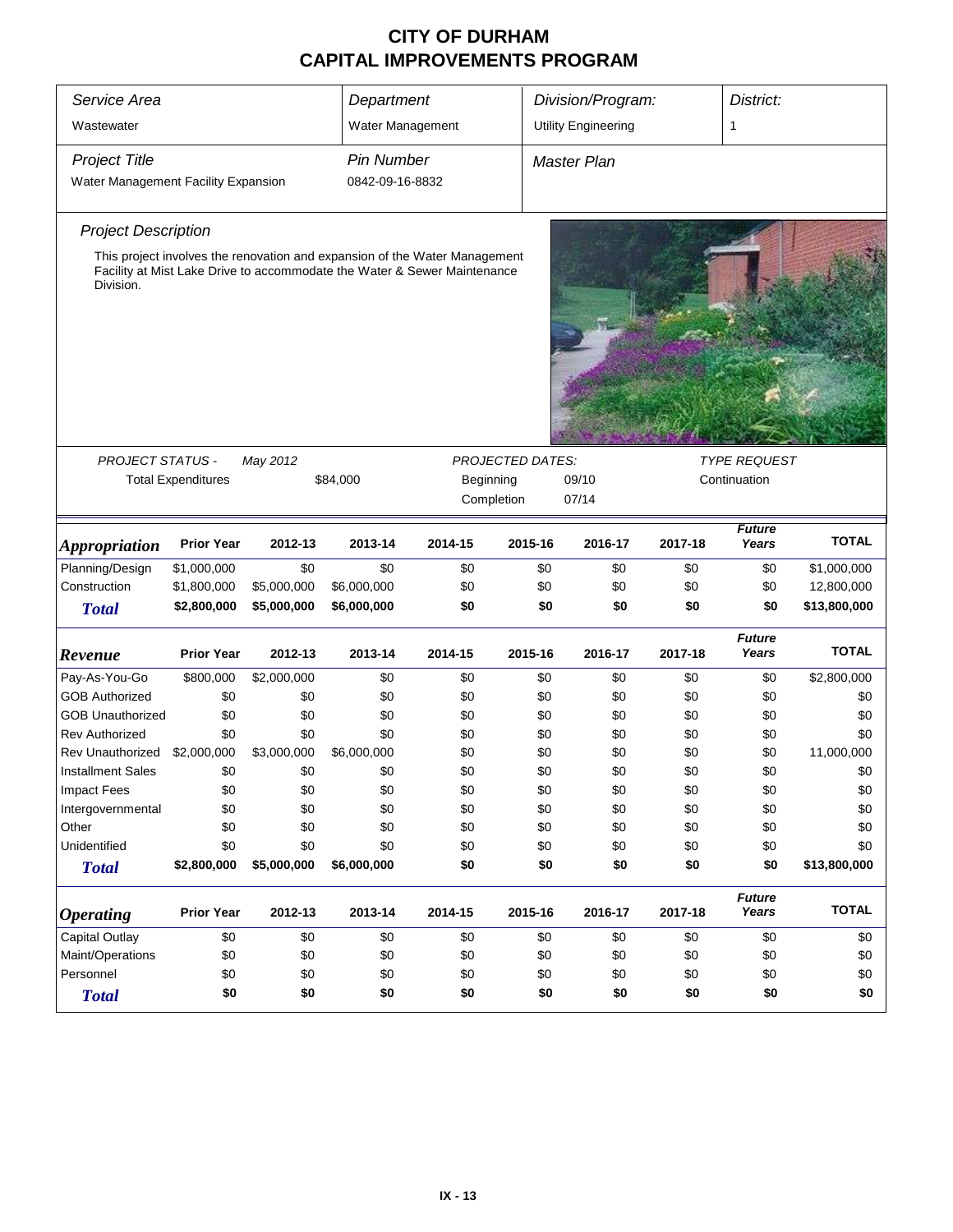# CITY OF DURHAM
# CAPITAL IMPROVEMENTS PROGRAM

| Service Area | Department | Division/Program: | District: |
|---|---|---|---|
| Wastewater | Water Management | Utility Engineering | 1 |

| Project Title | Pin Number | Master Plan |
|---|---|---|
| Water Management Facility Expansion | 0842-09-16-8832 | |

*Project Description*

This project involves the renovation and expansion of the Water Management Facility at Mist Lake Drive to accommodate the Water & Sewer Maintenance Division.

| PROJECT STATUS - | May 2012 | PROJECTED DATES: | | TYPE REQUEST |
|---|---|---|---|---|
| Total Expenditures | $84,000 | Beginning | 09/10 | Continuation |
| | | Completion | 07/14 | |

| Appropriation | Prior Year | 2012-13 | 2013-14 | 2014-15 | 2015-16 | 2016-17 | 2017-18 | Future Years | TOTAL |
|---|---|---|---|---|---|---|---|---|---|
| Planning/Design | $1,000,000 | $0 | $0 | $0 | $0 | $0 | $0 | $0 | $1,000,000 |
| Construction | $1,800,000 | $5,000,000 | $6,000,000 | $0 | $0 | $0 | $0 | $0 | 12,800,000 |
| **Total** | **$2,800,000** | **$5,000,000** | **$6,000,000** | **$0** | **$0** | **$0** | **$0** | **$0** | **$13,800,000** |

| Revenue | Prior Year | 2012-13 | 2013-14 | 2014-15 | 2015-16 | 2016-17 | 2017-18 | Future Years | TOTAL |
|---|---|---|---|---|---|---|---|---|---|
| Pay-As-You-Go | $800,000 | $2,000,000 | $0 | $0 | $0 | $0 | $0 | $0 | $2,800,000 |
| GOB Authorized | $0 | $0 | $0 | $0 | $0 | $0 | $0 | $0 | $0 |
| GOB Unauthorized | $0 | $0 | $0 | $0 | $0 | $0 | $0 | $0 | $0 |
| Rev Authorized | $0 | $0 | $0 | $0 | $0 | $0 | $0 | $0 | $0 |
| Rev Unauthorized | $2,000,000 | $3,000,000 | $6,000,000 | $0 | $0 | $0 | $0 | $0 | 11,000,000 |
| Installment Sales | $0 | $0 | $0 | $0 | $0 | $0 | $0 | $0 | $0 |
| Impact Fees | $0 | $0 | $0 | $0 | $0 | $0 | $0 | $0 | $0 |
| Intergovernmental | $0 | $0 | $0 | $0 | $0 | $0 | $0 | $0 | $0 |
| Other | $0 | $0 | $0 | $0 | $0 | $0 | $0 | $0 | $0 |
| Unidentified | $0 | $0 | $0 | $0 | $0 | $0 | $0 | $0 | $0 |
| **Total** | **$2,800,000** | **$5,000,000** | **$6,000,000** | **$0** | **$0** | **$0** | **$0** | **$0** | **$13,800,000** |

| Operating | Prior Year | 2012-13 | 2013-14 | 2014-15 | 2015-16 | 2016-17 | 2017-18 | Future Years | TOTAL |
|---|---|---|---|---|---|---|---|---|---|
| Capital Outlay | $0 | $0 | $0 | $0 | $0 | $0 | $0 | $0 | $0 |
| Maint/Operations | $0 | $0 | $0 | $0 | $0 | $0 | $0 | $0 | $0 |
| Personnel | $0 | $0 | $0 | $0 | $0 | $0 | $0 | $0 | $0 |
| **Total** | **$0** | **$0** | **$0** | **$0** | **$0** | **$0** | **$0** | **$0** | **$0** |